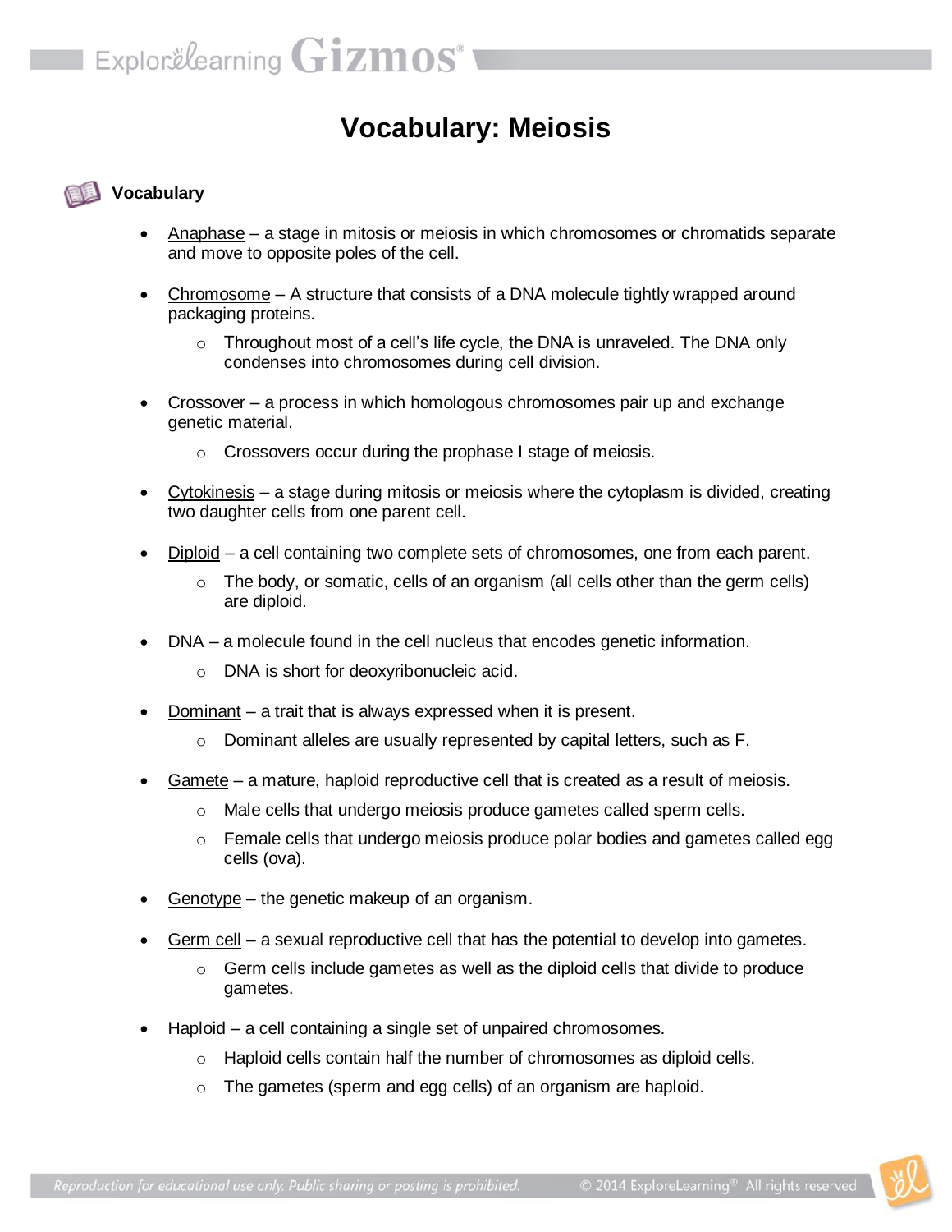# Vocabulary: Meiosis

**Vocabulary**

- Anaphase – a stage in mitosis or meiosis in which chromosomes or chromatids separate and move to opposite poles of the cell.
- Chromosome – A structure that consists of a DNA molecule tightly wrapped around packaging proteins.
  - Throughout most of a cell's life cycle, the DNA is unraveled. The DNA only condenses into chromosomes during cell division.
- Crossover – a process in which homologous chromosomes pair up and exchange genetic material.
  - Crossovers occur during the prophase I stage of meiosis.
- Cytokinesis – a stage during mitosis or meiosis where the cytoplasm is divided, creating two daughter cells from one parent cell.
- Diploid – a cell containing two complete sets of chromosomes, one from each parent.
  - The body, or somatic, cells of an organism (all cells other than the germ cells) are diploid.
- DNA – a molecule found in the cell nucleus that encodes genetic information.
  - DNA is short for deoxyribonucleic acid.
- Dominant – a trait that is always expressed when it is present.
  - Dominant alleles are usually represented by capital letters, such as F.
- Gamete – a mature, haploid reproductive cell that is created as a result of meiosis.
  - Male cells that undergo meiosis produce gametes called sperm cells.
  - Female cells that undergo meiosis produce polar bodies and gametes called egg cells (ova).
- Genotype – the genetic makeup of an organism.
- Germ cell – a sexual reproductive cell that has the potential to develop into gametes.
  - Germ cells include gametes as well as the diploid cells that divide to produce gametes.
- Haploid – a cell containing a single set of unpaired chromosomes.
  - Haploid cells contain half the number of chromosomes as diploid cells.
  - The gametes (sperm and egg cells) of an organism are haploid.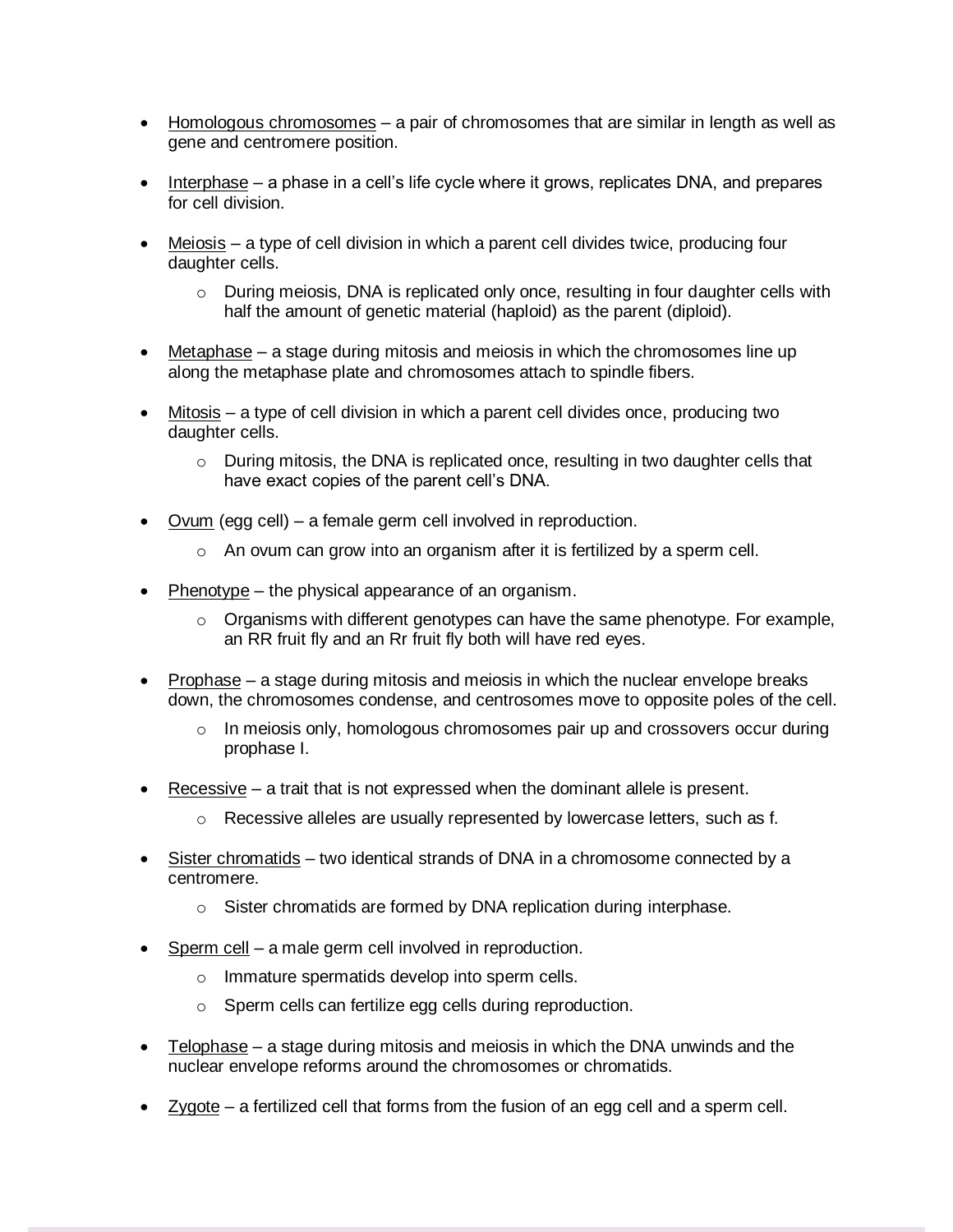- Homologous chromosomes – a pair of chromosomes that are similar in length as well as gene and centromere position.

- Interphase – a phase in a cell's life cycle where it grows, replicates DNA, and prepares for cell division.

- Meiosis – a type of cell division in which a parent cell divides twice, producing four daughter cells.
    - During meiosis, DNA is replicated only once, resulting in four daughter cells with half the amount of genetic material (haploid) as the parent (diploid).

- Metaphase – a stage during mitosis and meiosis in which the chromosomes line up along the metaphase plate and chromosomes attach to spindle fibers.

- Mitosis – a type of cell division in which a parent cell divides once, producing two daughter cells.
    - During mitosis, the DNA is replicated once, resulting in two daughter cells that have exact copies of the parent cell's DNA.

- Ovum (egg cell) – a female germ cell involved in reproduction.
    - An ovum can grow into an organism after it is fertilized by a sperm cell.

- Phenotype – the physical appearance of an organism.
    - Organisms with different genotypes can have the same phenotype. For example, an RR fruit fly and an Rr fruit fly both will have red eyes.

- Prophase – a stage during mitosis and meiosis in which the nuclear envelope breaks down, the chromosomes condense, and centrosomes move to opposite poles of the cell.
    - In meiosis only, homologous chromosomes pair up and crossovers occur during prophase I.

- Recessive – a trait that is not expressed when the dominant allele is present.
    - Recessive alleles are usually represented by lowercase letters, such as f.

- Sister chromatids – two identical strands of DNA in a chromosome connected by a centromere.
    - Sister chromatids are formed by DNA replication during interphase.

- Sperm cell – a male germ cell involved in reproduction.
    - Immature spermatids develop into sperm cells.
    - Sperm cells can fertilize egg cells during reproduction.

- Telophase – a stage during mitosis and meiosis in which the DNA unwinds and the nuclear envelope reforms around the chromosomes or chromatids.

- Zygote – a fertilized cell that forms from the fusion of an egg cell and a sperm cell.